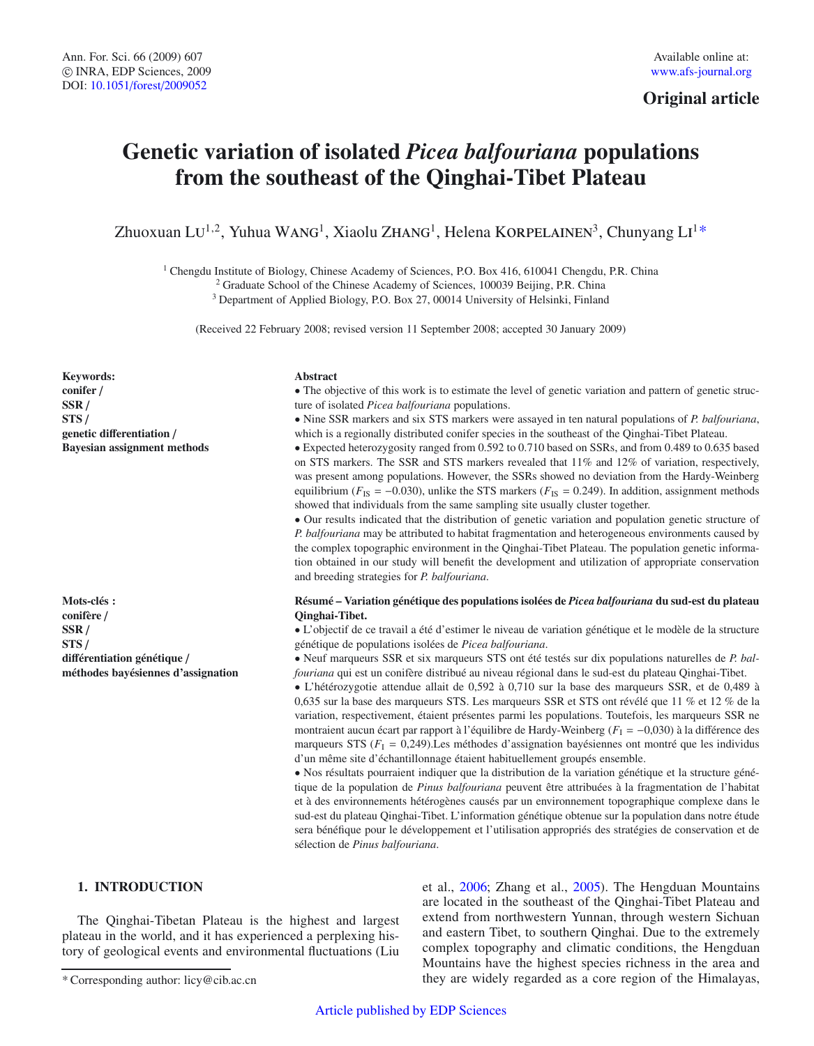Original article

# Genetic variation of isolated *Picea balfouriana* populations from the southeast of the Qinghai-Tibet Plateau

Zhuoxuan LU[1,2], Yuhua WANG[1], Xiaolu ZHANG[1], Helena KORPELAINEN[3], Chunyang LI[1]*

[1] Chengdu Institute of Biology, Chinese Academy of Sciences, P.O. Box 416, 610041 Chengdu, P.R. China
[2] Graduate School of the Chinese Academy of Sciences, 100039 Beijing, P.R. China
[3] Department of Applied Biology, P.O. Box 27, 00014 University of Helsinki, Finland

(Received 22 February 2008; revised version 11 September 2008; accepted 30 January 2009)

**Keywords:**
**conifer / SSR / STS / genetic differentiation / Bayesian assignment methods**

**Abstract**

- The objective of this work is to estimate the level of genetic variation and pattern of genetic structure of isolated *Picea balfouriana* populations.
- Nine SSR markers and six STS markers were assayed in ten natural populations of *P. balfouriana*, which is a regionally distributed conifer species in the southeast of the Qinghai-Tibet Plateau.
- Expected heterozygosity ranged from 0.592 to 0.710 based on SSRs, and from 0.489 to 0.635 based on STS markers. The SSR and STS markers revealed that 11% and 12% of variation, respectively, was present among populations. However, the SSRs showed no deviation from the Hardy-Weinberg equilibrium ($F_{IS} = -0.030$), unlike the STS markers ($F_{IS} = 0.249$). In addition, assignment methods showed that individuals from the same sampling site usually cluster together.
- Our results indicated that the distribution of genetic variation and population genetic structure of *P. balfouriana* may be attributed to habitat fragmentation and heterogeneous environments caused by the complex topographic environment in the Qinghai-Tibet Plateau. The population genetic information obtained in our study will benefit the development and utilization of appropriate conservation and breeding strategies for *P. balfouriana*.

**Mots-clés :**
**conifère / SSR / STS / différentiation génétique / méthodes bayésiennes d'assignation**

**Résumé – Variation génétique des populations isolées de *Picea balfouriana* du sud-est du plateau Qinghai-Tibet.**

- L'objectif de ce travail a été d'estimer le niveau de variation génétique et le modèle de la structure génétique de populations isolées de *Picea balfouriana*.
- Neuf marqueurs SSR et six marqueurs STS ont été testés sur dix populations naturelles de *P. balfouriana* qui est un conifère distribué au niveau régional dans le sud-est du plateau Qinghai-Tibet.
- L'hétérozygotie attendue allait de 0,592 à 0,710 sur la base des marqueurs SSR, et de 0,489 à 0,635 sur la base des marqueurs STS. Les marqueurs SSR et STS ont révélé que 11 % et 12 % de la variation, respectivement, étaient présentes parmi les populations. Toutefois, les marqueurs SSR ne montraient aucun écart par rapport à l'équilibre de Hardy-Weinberg ($F_I = -0{,}030$) à la différence des marqueurs STS ($F_I = 0{,}249$).Les méthodes d'assignation bayésiennes ont montré que les individus d'un même site d'échantillonnage étaient habituellement groupés ensemble.
- Nos résultats pourraient indiquer que la distribution de la variation génétique et la structure génétique de la population de *Pinus balfouriana* peuvent être attribuées à la fragmentation de l'habitat et à des environnements hétérogènes causés par un environnement topographique complexe dans le sud-est du plateau Qinghai-Tibet. L'information génétique obtenue sur la population dans notre étude sera bénéfique pour le développement et l'utilisation appropriés des stratégies de conservation et de sélection de *Pinus balfouriana*.

## 1. INTRODUCTION

The Qinghai-Tibetan Plateau is the highest and largest plateau in the world, and it has experienced a perplexing history of geological events and environmental fluctuations (Liu et al., 2006; Zhang et al., 2005). The Hengduan Mountains are located in the southeast of the Qinghai-Tibet Plateau and extend from northwestern Yunnan, through western Sichuan and eastern Tibet, to southern Qinghai. Due to the extremely complex topography and climatic conditions, the Hengduan Mountains have the highest species richness in the area and they are widely regarded as a core region of the Himalayas,

* Corresponding author: licy@cib.ac.cn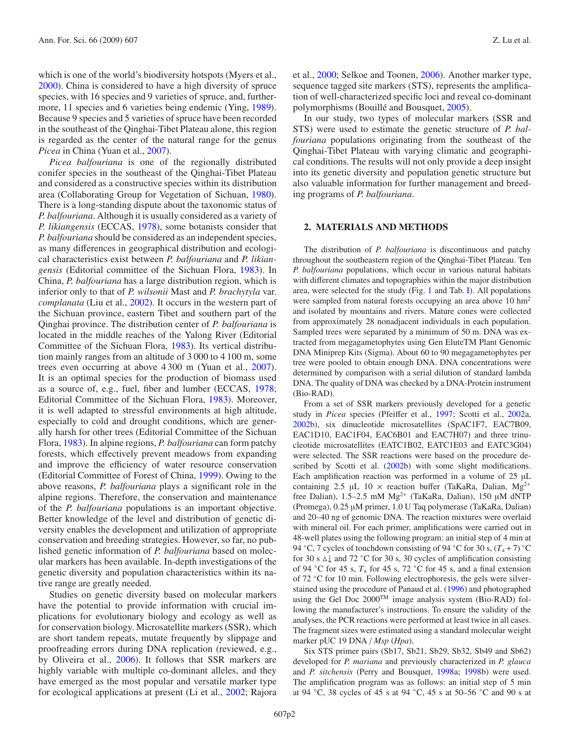which is one of the world's biodiversity hotspots (Myers et al., 2000). China is considered to have a high diversity of spruce species, with 16 species and 9 varieties of spruce, and, furthermore, 11 species and 6 varieties being endemic (Ying, 1989). Because 9 species and 5 varieties of spruce have been recorded in the southeast of the Qinghai-Tibet Plateau alone, this region is regarded as the center of the natural range for the genus *Picea* in China (Yuan et al., 2007).

*Picea balfouriana* is one of the regionally distributed conifer species in the southeast of the Qinghai-Tibet Plateau and considered as a constructive species within its distribution area (Collaborating Group for Vegetation of Sichuan, 1980). There is a long-standing dispute about the taxonomic status of *P. balfouriana*. Although it is usually considered as a variety of *P. likiangensis* (ECCAS, 1978), some botanists consider that *P. balfouriana* should be considered as an independent species, as many differences in geographical distribution and ecological characteristics exist between *P. balfouriana* and *P. likiangensis* (Editorial committee of the Sichuan Flora, 1983). In China, *P. balfouriana* has a large distribution region, which is inferior only to that of *P. wilsonii* Mast and *P. brachytyla* var. *complanata* (Liu et al., 2002). It occurs in the western part of the Sichuan province, eastern Tibet and southern part of the Qinghai province. The distribution center of *P. balfouriana* is located in the middle reaches of the Yalong River (Editorial Committee of the Sichuan Flora, 1983). Its vertical distribution mainly ranges from an altitude of 3 000 to 4 100 m, some trees even occurring at above 4 300 m (Yuan et al., 2007). It is an optimal species for the production of biomass used as a source of, e.g., fuel, fiber and lumber (ECCAS, 1978; Editorial Committee of the Sichuan Flora, 1983). Moreover, it is well adapted to stressful environments at high altitude, especially to cold and drought conditions, which are generally harsh for other trees (Editorial Committee of the Sichuan Flora, 1983). In alpine regions, *P. balfouriana* can form patchy forests, which effectively prevent meadows from expanding and improve the efficiency of water resource conservation (Editorial Committee of Forest of China, 1999). Owing to the above reasons, *P. balfouriana* plays a significant role in the alpine regions. Therefore, the conservation and maintenance of the *P. balfouriana* populations is an important objective. Better knowledge of the level and distribution of genetic diversity enables the development and utilization of appropriate conservation and breeding strategies. However, so far, no published genetic information of *P. balfouriana* based on molecular markers has been available. In-depth investigations of the genetic diversity and population characteristics within its native range are greatly needed.

Studies on genetic diversity based on molecular markers have the potential to provide information with crucial implications for evolutionary biology and ecology as well as for conservation biology. Microsatellite markers (SSR), which are short tandem repeats, mutate frequently by slippage and proofreading errors during DNA replication (reviewed, e.g., by Oliveira et al., 2006). It follows that SSR markers are highly variable with multiple co-dominant alleles, and they have emerged as the most popular and versatile marker type for ecological applications at present (Li et al., 2002; Rajora et al., 2000; Selkoe and Toonen, 2006). Another marker type, sequence tagged site markers (STS), represents the amplification of well-characterized specific loci and reveal co-dominant polymorphisms (Bouillé and Bousquet, 2005).

In our study, two types of molecular markers (SSR and STS) were used to estimate the genetic structure of *P. balfouriana* populations originating from the southeast of the Qinghai-Tibet Plateau with varying climatic and geographical conditions. The results will not only provide a deep insight into its genetic diversity and population genetic structure but also valuable information for further management and breeding programs of *P. balfouriana*.

## 2. MATERIALS AND METHODS

The distribution of *P. balfouriana* is discontinuous and patchy throughout the southeastern region of the Qinghai-Tibet Plateau. Ten *P. balfouriana* populations, which occur in various natural habitats with different climates and topographies within the major distribution area, were selected for the study (Fig. 1 and Tab. I). All populations were sampled from natural forests occupying an area above 10 $hm^2$ and isolated by mountains and rivers. Mature cones were collected from approximately 28 nonadjacent individuals in each population. Sampled trees were separated by a minimum of 50 m. DNA was extracted from megagametophytes using Gen EluteTM Plant Genomic DNA Miniprep Kits (Sigma). About 60 to 90 megagametophytes per tree were pooled to obtain enough DNA. DNA concentrations were determined by comparison with a serial dilution of standard lambda DNA. The quality of DNA was checked by a DNA-Protein instrument (Bio-RAD).

From a set of SSR markers previously developed for a genetic study in *Picea* species (Pfeiffer et al., 1997; Scotti et al., 2002a, 2002b), six dinucleotide microsatellites (SpAC1F7, EAC7B09, EAC1D10, EAC1F04, EAC6B01 and EAC7H07) and three trinucleotide microsatellites (EATC1B02, EATC1E03 and EATC3G04) were selected. The SSR reactions were based on the procedure described by Scotti et al. (2002b) with some slight modifications. Each amplification reaction was performed in a volume of 25 μL containing 2.5 μL 10 × reaction buffer (TaKaRa, Dalian, $Mg^{2+}$ free Dalian), 1.5–2.5 mM $Mg^{2+}$ (TaKaRa, Dalian), 150 μM dNTP (Promega), 0.25 μM primer, 1.0 U Taq polymerase (TaKaRa, Dalian) and 20–40 ng of genomic DNA. The reaction mixtures were overlaid with mineral oil. For each primer, amplifications were carried out in 48-well plates using the following program: an initial step of 4 min at 94 °C, 7 cycles of touchdown consisting of 94 °C for 30 s, $(T_a + 7)$ °C for 30 s $\Delta\downarrow$ and 72 °C for 30 s, 30 cycles of amplification consisting of 94 °C for 45 s, $T_a$ for 45 s, 72 °C for 45 s, and a final extension of 72 °C for 10 min. Following electrophoresis, the gels were silver-stained using the procedure of Panaud et al. (1996) and photographed using the Gel Doc 2000TM image analysis system (Bio-RAD) following the manufacturer's instructions. To ensure the validity of the analyses, the PCR reactions were performed at least twice in all cases. The fragment sizes were estimated using a standard molecular weight marker pUC 19 DNA / *Msp* (*Hpa*).

Six STS primer pairs (Sb17, Sb21, Sb29, Sb32, Sb49 and Sb62) developed for *P. mariana* and previously characterized in *P. glauca* and *P. sitchensis* (Perry and Bousquet, 1998a; 1998b) were used. The amplification program was as follows: an initial step of 5 min at 94 °C, 38 cycles of 45 s at 94 °C, 45 s at 50–56 °C and 90 s at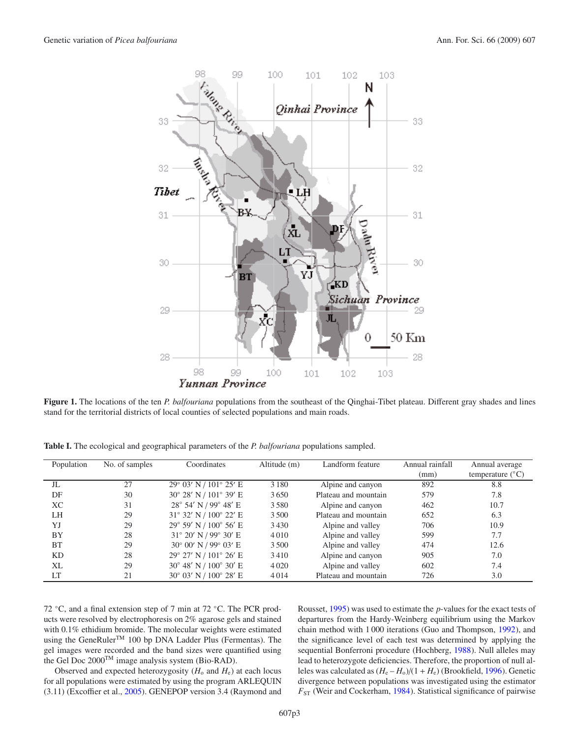**Figure 1.** The locations of the ten *P. balfouriana* populations from the southeast of the Qinghai-Tibet plateau. Different gray shades and lines stand for the territorial districts of local counties of selected populations and main roads.

**Table I.** The ecological and geographical parameters of the *P. balfouriana* populations sampled.

| Population | No. of samples | Coordinates | Altitude (m) | Landform feature | Annual rainfall (mm) | Annual average temperature (°C) |
|---|---|---|---|---|---|---|
| JL | 27 | 29° 03′ N / 101° 25′ E | 3 180 | Alpine and canyon | 892 | 8.8 |
| DF | 30 | 30° 28′ N / 101° 39′ E | 3 650 | Plateau and mountain | 579 | 7.8 |
| XC | 31 | 28° 54′ N / 99° 48′ E | 3 580 | Alpine and canyon | 462 | 10.7 |
| LH | 29 | 31° 32′ N / 100° 22′ E | 3 500 | Plateau and mountain | 652 | 6.3 |
| YJ | 29 | 29° 59′ N / 100° 56′ E | 3 430 | Alpine and valley | 706 | 10.9 |
| BY | 28 | 31° 20′ N / 99° 30′ E | 4 010 | Alpine and valley | 599 | 7.7 |
| BT | 29 | 30° 00′ N / 99° 03′ E | 3 500 | Alpine and valley | 474 | 12.6 |
| KD | 28 | 29° 27′ N / 101° 26′ E | 3 410 | Alpine and canyon | 905 | 7.0 |
| XL | 29 | 30° 48′ N / 100° 30′ E | 4 020 | Alpine and valley | 602 | 7.4 |
| LT | 21 | 30° 03′ N / 100° 28′ E | 4 014 | Plateau and mountain | 726 | 3.0 |

72 °C, and a final extension step of 7 min at 72 °C. The PCR products were resolved by electrophoresis on 2% agarose gels and stained with 0.1% ethidium bromide. The molecular weights were estimated using the GeneRuler™ 100 bp DNA Ladder Plus (Fermentas). The gel images were recorded and the band sizes were quantified using the Gel Doc 2000™ image analysis system (Bio-RAD).

Observed and expected heterozygosity ($H_o$ and $H_e$) at each locus for all populations were estimated by using the program ARLEQUIN (3.11) (Excoffier et al., 2005). GENEPOP version 3.4 (Raymond and Rousset, 1995) was used to estimate the *p*-values for the exact tests of departures from the Hardy-Weinberg equilibrium using the Markov chain method with 1 000 iterations (Guo and Thompson, 1992), and the significance level of each test was determined by applying the sequential Bonferroni procedure (Hochberg, 1988). Null alleles may lead to heterozygote deficiencies. Therefore, the proportion of null alleles was calculated as $(H_e - H_o)/(1 + H_e)$ (Brookfield, 1996). Genetic divergence between populations was investigated using the estimator $F_{ST}$ (Weir and Cockerham, 1984). Statistical significance of pairwise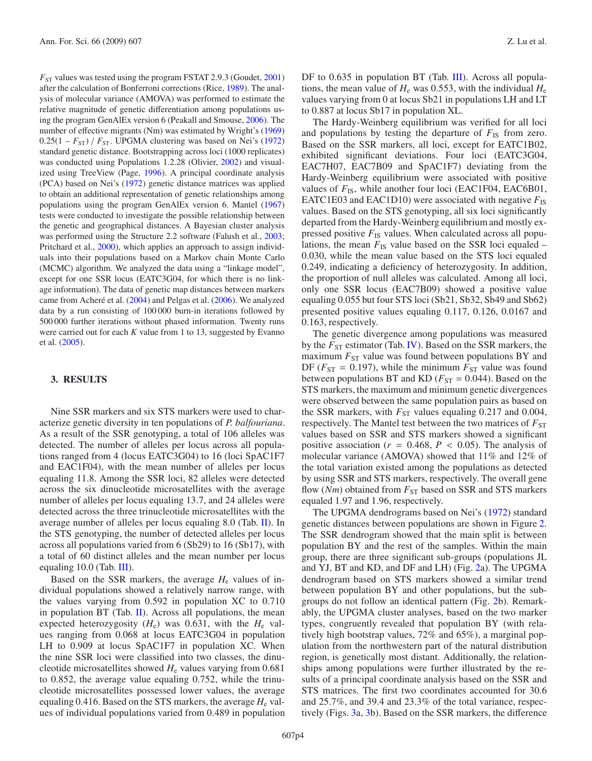$F_{ST}$ values was tested using the program FSTAT 2.9.3 (Goudet, 2001) after the calculation of Bonferroni corrections (Rice, 1989). The analysis of molecular variance (AMOVA) was performed to estimate the relative magnitude of genetic differentiation among populations using the program GenAlEx version 6 (Peakall and Smouse, 2006). The number of effective migrants (Nm) was estimated by Wright's (1969) $0.25(1 - F_{ST}) / F_{ST}$. UPGMA clustering was based on Nei's (1972) standard genetic distance. Bootstrapping across loci (1000 replicates) was conducted using Populations 1.2.28 (Olivier, 2002) and visualized using TreeView (Page, 1996). A principal coordinate analysis (PCA) based on Nei's (1972) genetic distance matrices was applied to obtain an additional representation of genetic relationships among populations using the program GenAlEx version 6. Mantel (1967) tests were conducted to investigate the possible relationship between the genetic and geographical distances. A Bayesian cluster analysis was performed using the Structure 2.2 software (Falush et al., 2003; Pritchard et al., 2000), which applies an approach to assign individuals into their populations based on a Markov chain Monte Carlo (MCMC) algorithm. We analyzed the data using a "linkage model", except for one SSR locus (EATC3G04, for which there is no linkage information). The data of genetic map distances between markers came from Acheré et al. (2004) and Pelgas et al. (2006). We analyzed data by a run consisting of 100 000 burn-in iterations followed by 500 000 further iterations without phased information. Twenty runs were carried out for each $K$ value from 1 to 13, suggested by Evanno et al. (2005).

## 3. RESULTS

Nine SSR markers and six STS markers were used to characterize genetic diversity in ten populations of *P. balfouriana*. As a result of the SSR genotyping, a total of 106 alleles was detected. The number of alleles per locus across all populations ranged from 4 (locus EATC3G04) to 16 (loci SpAC1F7 and EAC1F04), with the mean number of alleles per locus equaling 11.8. Among the SSR loci, 82 alleles were detected across the six dinucleotide microsatellites with the average number of alleles per locus equaling 13.7, and 24 alleles were detected across the three trinucleotide microsatellites with the average number of alleles per locus equaling 8.0 (Tab. II). In the STS genotyping, the number of detected alleles per locus across all populations varied from 6 (Sb29) to 16 (Sb17), with a total of 60 distinct alleles and the mean number per locus equaling 10.0 (Tab. III).

Based on the SSR markers, the average $H_e$ values of individual populations showed a relatively narrow range, with the values varying from 0.592 in population XC to 0.710 in population BT (Tab. II). Across all populations, the mean expected heterozygosity ($H_e$) was 0.631, with the $H_e$ values ranging from 0.068 at locus EATC3G04 in population LH to 0.909 at locus SpAC1F7 in population XC. When the nine SSR loci were classified into two classes, the dinucleotide microsatellites showed $H_e$ values varying from 0.681 to 0.852, the average value equaling 0.752, while the trinucleotide microsatellites possessed lower values, the average equaling 0.416. Based on the STS markers, the average $H_e$ values of individual populations varied from 0.489 in population DF to 0.635 in population BT (Tab. III). Across all populations, the mean value of $H_e$ was 0.553, with the individual $H_e$ values varying from 0 at locus Sb21 in populations LH and LT to 0.887 at locus Sb17 in population XL.

The Hardy-Weinberg equilibrium was verified for all loci and populations by testing the departure of $F_{IS}$ from zero. Based on the SSR markers, all loci, except for EATC1B02, exhibited significant deviations. Four loci (EATC3G04, EAC7H07, EAC7B09 and SpAC1F7) deviating from the Hardy-Weinberg equilibrium were associated with positive values of $F_{IS}$, while another four loci (EAC1F04, EAC6B01, EATC1E03 and EAC1D10) were associated with negative $F_{IS}$ values. Based on the STS genotyping, all six loci significantly departed from the Hardy-Weinberg equilibrium and mostly expressed positive $F_{IS}$ values. When calculated across all populations, the mean $F_{IS}$ value based on the SSR loci equaled –0.030, while the mean value based on the STS loci equaled 0.249, indicating a deficiency of heterozygosity. In addition, the proportion of null alleles was calculated. Among all loci, only one SSR locus (EAC7B09) showed a positive value equaling 0.055 but four STS loci (Sb21, Sb32, Sb49 and Sb62) presented positive values equaling 0.117, 0.126, 0.0167 and 0.163, respectively.

The genetic divergence among populations was measured by the $F_{ST}$ estimator (Tab. IV). Based on the SSR markers, the maximum $F_{ST}$ value was found between populations BY and DF ($F_{ST}$ = 0.197), while the minimum $F_{ST}$ value was found between populations BT and KD ($F_{ST}$ = 0.044). Based on the STS markers, the maximum and minimum genetic divergences were observed between the same population pairs as based on the SSR markers, with $F_{ST}$ values equaling 0.217 and 0.004, respectively. The Mantel test between the two matrices of $F_{ST}$ values based on SSR and STS markers showed a significant positive association ($r$ = 0.468, $P < 0.05$). The analysis of molecular variance (AMOVA) showed that 11% and 12% of the total variation existed among the populations as detected by using SSR and STS markers, respectively. The overall gene flow ($Nm$) obtained from $F_{ST}$ based on SSR and STS markers equaled 1.97 and 1.96, respectively.

The UPGMA dendrograms based on Nei's (1972) standard genetic distances between populations are shown in Figure 2. The SSR dendrogram showed that the main split is between population BY and the rest of the samples. Within the main group, there are three significant sub-groups (populations JL and YJ, BT and KD, and DF and LH) (Fig. 2a). The UPGMA dendrogram based on STS markers showed a similar trend between population BY and other populations, but the sub-groups do not follow an identical pattern (Fig. 2b). Remarkably, the UPGMA cluster analyses, based on the two marker types, congruently revealed that population BY (with relatively high bootstrap values, 72% and 65%), a marginal population from the northwestern part of the natural distribution region, is genetically most distant. Additionally, the relationships among populations were further illustrated by the results of a principal coordinate analysis based on the SSR and STS matrices. The first two coordinates accounted for 30.6 and 25.7%, and 39.4 and 23.3% of the total variance, respectively (Figs. 3a, 3b). Based on the SSR markers, the difference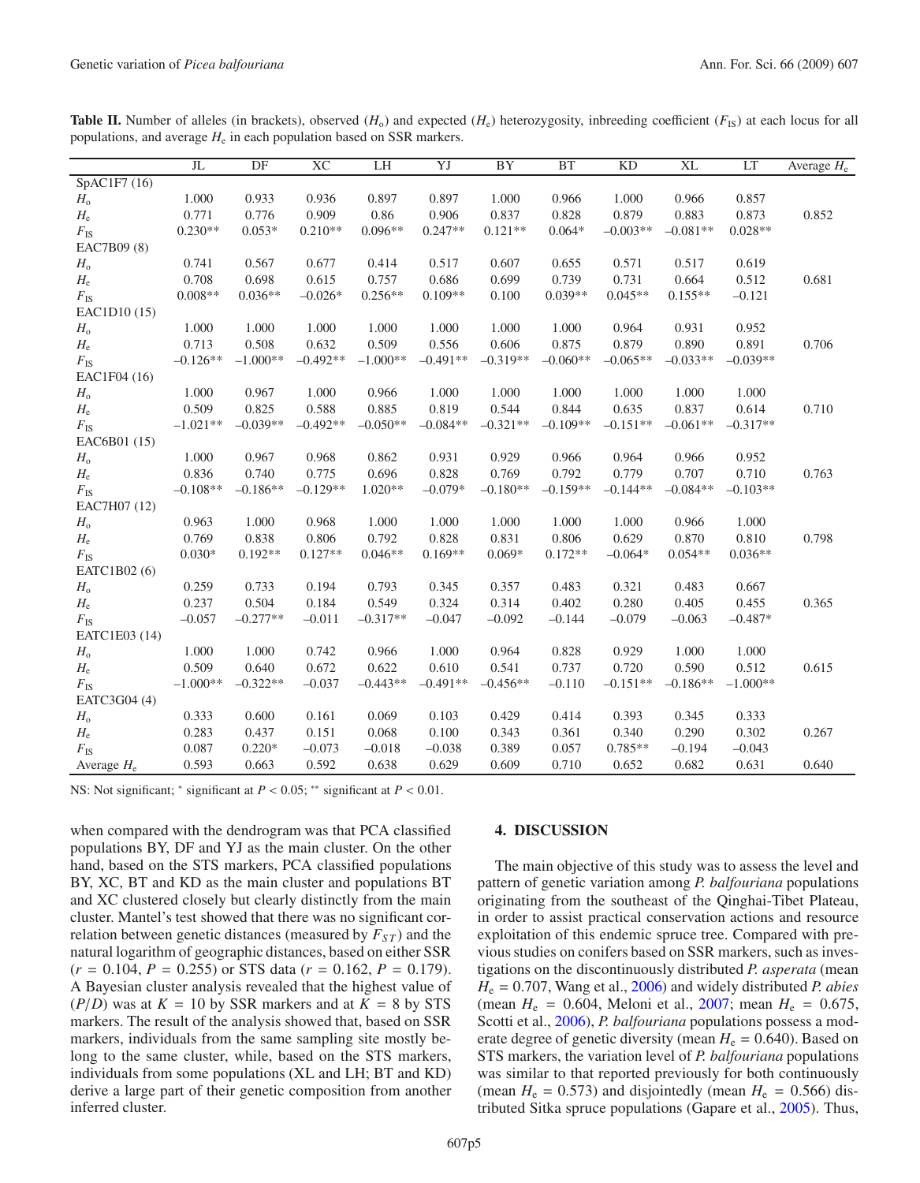**Table II.** Number of alleles (in brackets), observed ($H_o$) and expected ($H_e$) heterozygosity, inbreeding coefficient ($F_{IS}$) at each locus for all populations, and average $H_e$ in each population based on SSR markers.

| | JL | DF | XC | LH | YJ | BY | BT | KD | XL | LT | Average $H_e$ |
|---|---|---|---|---|---|---|---|---|---|---|---|
| SpAC1F7 (16) | | | | | | | | | | | |
| $H_o$ | 1.000 | 0.933 | 0.936 | 0.897 | 0.897 | 1.000 | 0.966 | 1.000 | 0.966 | 0.857 | |
| $H_e$ | 0.771 | 0.776 | 0.909 | 0.86 | 0.906 | 0.837 | 0.828 | 0.879 | 0.883 | 0.873 | 0.852 |
| $F_{IS}$ | 0.230** | 0.053* | 0.210** | 0.096** | 0.247** | 0.121** | 0.064* | −0.003** | −0.081** | 0.028** | |
| EAC7B09 (8) | | | | | | | | | | | |
| $H_o$ | 0.741 | 0.567 | 0.677 | 0.414 | 0.517 | 0.607 | 0.655 | 0.571 | 0.517 | 0.619 | |
| $H_e$ | 0.708 | 0.698 | 0.615 | 0.757 | 0.686 | 0.699 | 0.739 | 0.731 | 0.664 | 0.512 | 0.681 |
| $F_{IS}$ | 0.008** | 0.036** | −0.026* | 0.256** | 0.109** | 0.100 | 0.039** | 0.045** | 0.155** | −0.121 | |
| EAC1D10 (15) | | | | | | | | | | | |
| $H_o$ | 1.000 | 1.000 | 1.000 | 1.000 | 1.000 | 1.000 | 1.000 | 0.964 | 0.931 | 0.952 | |
| $H_e$ | 0.713 | 0.508 | 0.632 | 0.509 | 0.556 | 0.606 | 0.875 | 0.879 | 0.890 | 0.891 | 0.706 |
| $F_{IS}$ | −0.126** | −1.000** | −0.492** | −1.000** | −0.491** | −0.319** | −0.060** | −0.065** | −0.033** | −0.039** | |
| EAC1F04 (16) | | | | | | | | | | | |
| $H_o$ | 1.000 | 0.967 | 1.000 | 0.966 | 1.000 | 1.000 | 1.000 | 1.000 | 1.000 | 1.000 | |
| $H_e$ | 0.509 | 0.825 | 0.588 | 0.885 | 0.819 | 0.544 | 0.844 | 0.635 | 0.837 | 0.614 | 0.710 |
| $F_{IS}$ | −1.021** | −0.039** | −0.492** | −0.050** | −0.084** | −0.321** | −0.109** | −0.151** | −0.061** | −0.317** | |
| EAC6B01 (15) | | | | | | | | | | | |
| $H_o$ | 1.000 | 0.967 | 0.968 | 0.862 | 0.931 | 0.929 | 0.966 | 0.964 | 0.966 | 0.952 | |
| $H_e$ | 0.836 | 0.740 | 0.775 | 0.696 | 0.828 | 0.769 | 0.792 | 0.779 | 0.707 | 0.710 | 0.763 |
| $F_{IS}$ | −0.108** | −0.186** | −0.129** | 1.020** | −0.079* | −0.180** | −0.159** | −0.144** | −0.084** | −0.103** | |
| EAC7H07 (12) | | | | | | | | | | | |
| $H_o$ | 0.963 | 1.000 | 0.968 | 1.000 | 1.000 | 1.000 | 1.000 | 1.000 | 0.966 | 1.000 | |
| $H_e$ | 0.769 | 0.838 | 0.806 | 0.792 | 0.828 | 0.831 | 0.806 | 0.629 | 0.870 | 0.810 | 0.798 |
| $F_{IS}$ | 0.030* | 0.192** | 0.127** | 0.046** | 0.169** | 0.069* | 0.172** | −0.064* | 0.054** | 0.036** | |
| EATC1B02 (6) | | | | | | | | | | | |
| $H_o$ | 0.259 | 0.733 | 0.194 | 0.793 | 0.345 | 0.357 | 0.483 | 0.321 | 0.483 | 0.667 | |
| $H_e$ | 0.237 | 0.504 | 0.184 | 0.549 | 0.324 | 0.314 | 0.402 | 0.280 | 0.405 | 0.455 | 0.365 |
| $F_{IS}$ | −0.057 | −0.277** | −0.011 | −0.317** | −0.047 | −0.092 | −0.144 | −0.079 | −0.063 | −0.487* | |
| EATC1E03 (14) | | | | | | | | | | | |
| $H_o$ | 1.000 | 1.000 | 0.742 | 0.966 | 1.000 | 0.964 | 0.828 | 0.929 | 1.000 | 1.000 | |
| $H_e$ | 0.509 | 0.640 | 0.672 | 0.622 | 0.610 | 0.541 | 0.737 | 0.720 | 0.590 | 0.512 | 0.615 |
| $F_{IS}$ | −1.000** | −0.322** | −0.037 | −0.443** | −0.491** | −0.456** | −0.110 | −0.151** | −0.186** | −1.000** | |
| EATC3G04 (4) | | | | | | | | | | | |
| $H_o$ | 0.333 | 0.600 | 0.161 | 0.069 | 0.103 | 0.429 | 0.414 | 0.393 | 0.345 | 0.333 | |
| $H_e$ | 0.283 | 0.437 | 0.151 | 0.068 | 0.100 | 0.343 | 0.361 | 0.340 | 0.290 | 0.302 | 0.267 |
| $F_{IS}$ | 0.087 | 0.220* | −0.073 | −0.018 | −0.038 | 0.389 | 0.057 | 0.785** | −0.194 | −0.043 | |
| Average $H_e$ | 0.593 | 0.663 | 0.592 | 0.638 | 0.629 | 0.609 | 0.710 | 0.652 | 0.682 | 0.631 | 0.640 |

NS: Not significant; * significant at $P < 0.05$; ** significant at $P < 0.01$.

when compared with the dendrogram was that PCA classified populations BY, DF and YJ as the main cluster. On the other hand, based on the STS markers, PCA classified populations BY, XC, BT and KD as the main cluster and populations BT and XC clustered closely but clearly distinctly from the main cluster. Mantel's test showed that there was no significant correlation between genetic distances (measured by $F_{ST}$) and the natural logarithm of geographic distances, based on either SSR ($r = 0.104$, $P = 0.255$) or STS data ($r = 0.162$, $P = 0.179$). A Bayesian cluster analysis revealed that the highest value of ($P/D$) was at $K = 10$ by SSR markers and at $K = 8$ by STS markers. The result of the analysis showed that, based on SSR markers, individuals from the same sampling site mostly belong to the same cluster, while, based on the STS markers, individuals from some populations (XL and LH; BT and KD) derive a large part of their genetic composition from another inferred cluster.

## 4. DISCUSSION

The main objective of this study was to assess the level and pattern of genetic variation among *P. balfouriana* populations originating from the southeast of the Qinghai-Tibet Plateau, in order to assist practical conservation actions and resource exploitation of this endemic spruce tree. Compared with previous studies on conifers based on SSR markers, such as investigations on the discontinuously distributed *P. asperata* (mean $H_e = 0.707$, Wang et al., 2006) and widely distributed *P. abies* (mean $H_e = 0.604$, Meloni et al., 2007; mean $H_e = 0.675$, Scotti et al., 2006), *P. balfouriana* populations possess a moderate degree of genetic diversity (mean $H_e = 0.640$). Based on STS markers, the variation level of *P. balfouriana* populations was similar to that reported previously for both continuously (mean $H_e = 0.573$) and disjointedly (mean $H_e = 0.566$) distributed Sitka spruce populations (Gapare et al., 2005). Thus,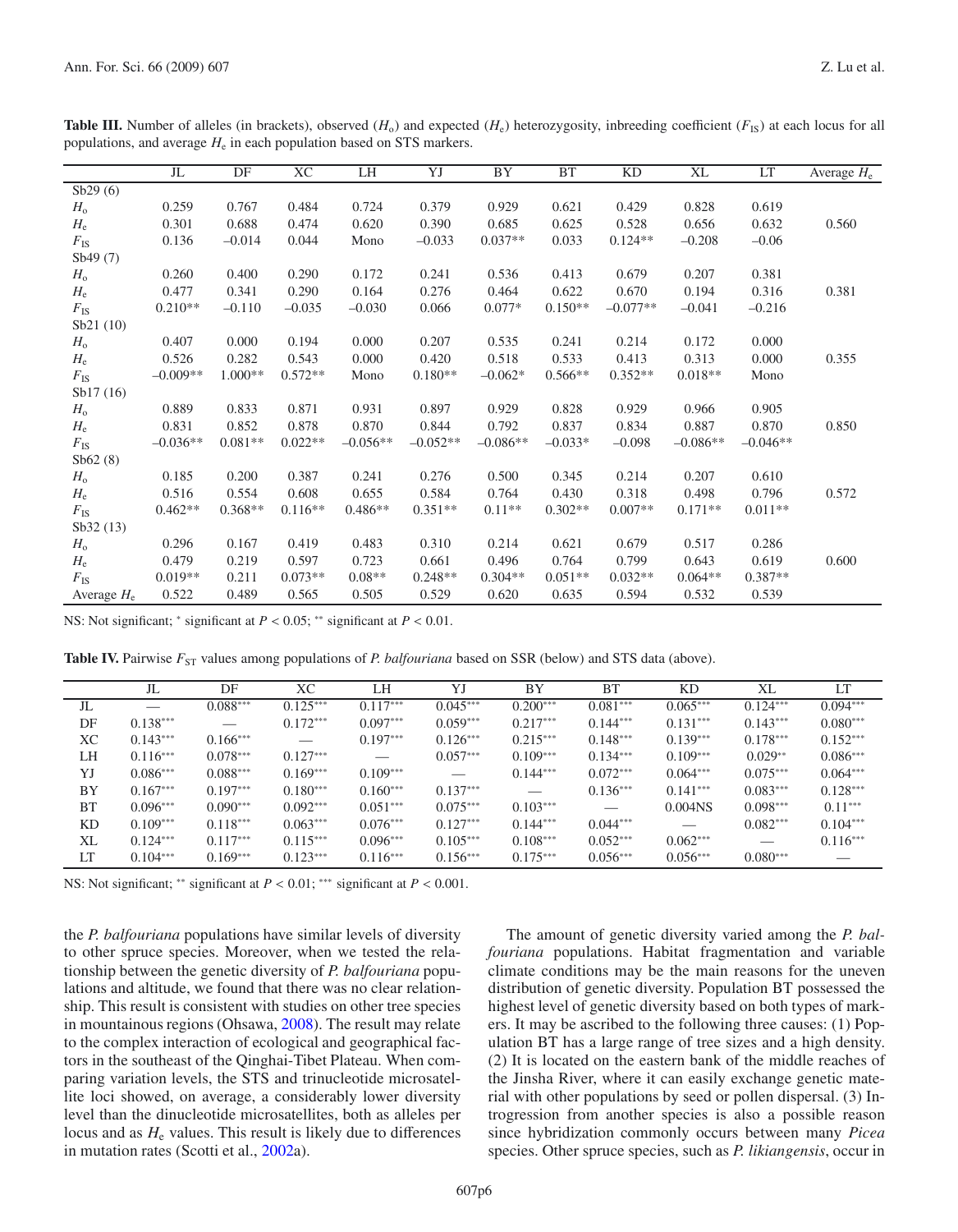**Table III.** Number of alleles (in brackets), observed ($H_o$) and expected ($H_e$) heterozygosity, inbreeding coefficient ($F_{IS}$) at each locus for all populations, and average $H_e$ in each population based on STS markers.

| | JL | DF | XC | LH | YJ | BY | BT | KD | XL | LT | Average $H_e$ |
|---|---|---|---|---|---|---|---|---|---|---|---|
| Sb29 (6) | | | | | | | | | | | |
| $H_o$ | 0.259 | 0.767 | 0.484 | 0.724 | 0.379 | 0.929 | 0.621 | 0.429 | 0.828 | 0.619 | |
| $H_e$ | 0.301 | 0.688 | 0.474 | 0.620 | 0.390 | 0.685 | 0.625 | 0.528 | 0.656 | 0.632 | 0.560 |
| $F_{IS}$ | 0.136 | –0.014 | 0.044 | Mono | –0.033 | 0.037** | 0.033 | 0.124** | –0.208 | –0.06 | |
| Sb49 (7) | | | | | | | | | | | |
| $H_o$ | 0.260 | 0.400 | 0.290 | 0.172 | 0.241 | 0.536 | 0.413 | 0.679 | 0.207 | 0.381 | |
| $H_e$ | 0.477 | 0.341 | 0.290 | 0.164 | 0.276 | 0.464 | 0.622 | 0.670 | 0.194 | 0.316 | 0.381 |
| $F_{IS}$ | 0.210** | –0.110 | –0.035 | –0.030 | 0.066 | 0.077* | 0.150** | –0.077** | –0.041 | –0.216 | |
| Sb21 (10) | | | | | | | | | | | |
| $H_o$ | 0.407 | 0.000 | 0.194 | 0.000 | 0.207 | 0.535 | 0.241 | 0.214 | 0.172 | 0.000 | |
| $H_e$ | 0.526 | 0.282 | 0.543 | 0.000 | 0.420 | 0.518 | 0.533 | 0.413 | 0.313 | 0.000 | 0.355 |
| $F_{IS}$ | –0.009** | 1.000** | 0.572** | Mono | 0.180** | –0.062* | 0.566** | 0.352** | 0.018** | Mono | |
| Sb17 (16) | | | | | | | | | | | |
| $H_o$ | 0.889 | 0.833 | 0.871 | 0.931 | 0.897 | 0.929 | 0.828 | 0.929 | 0.966 | 0.905 | |
| $H_e$ | 0.831 | 0.852 | 0.878 | 0.870 | 0.844 | 0.792 | 0.837 | 0.834 | 0.887 | 0.870 | 0.850 |
| $F_{IS}$ | –0.036** | 0.081** | 0.022** | –0.056** | –0.052** | –0.086** | –0.033* | –0.098 | –0.086** | –0.046** | |
| Sb62 (8) | | | | | | | | | | | |
| $H_o$ | 0.185 | 0.200 | 0.387 | 0.241 | 0.276 | 0.500 | 0.345 | 0.214 | 0.207 | 0.610 | |
| $H_e$ | 0.516 | 0.554 | 0.608 | 0.655 | 0.584 | 0.764 | 0.430 | 0.318 | 0.498 | 0.796 | 0.572 |
| $F_{IS}$ | 0.462** | 0.368** | 0.116** | 0.486** | 0.351** | 0.11** | 0.302** | 0.007** | 0.171** | 0.011** | |
| Sb32 (13) | | | | | | | | | | | |
| $H_o$ | 0.296 | 0.167 | 0.419 | 0.483 | 0.310 | 0.214 | 0.621 | 0.679 | 0.517 | 0.286 | |
| $H_e$ | 0.479 | 0.219 | 0.597 | 0.723 | 0.661 | 0.496 | 0.764 | 0.799 | 0.643 | 0.619 | 0.600 |
| $F_{IS}$ | 0.019** | 0.211 | 0.073** | 0.08** | 0.248** | 0.304** | 0.051** | 0.032** | 0.064** | 0.387** | |
| Average $H_e$ | 0.522 | 0.489 | 0.565 | 0.505 | 0.529 | 0.620 | 0.635 | 0.594 | 0.532 | 0.539 | |

NS: Not significant; * significant at $P < 0.05$; ** significant at $P < 0.01$.

**Table IV.** Pairwise $F_{ST}$ values among populations of *P. balfouriana* based on SSR (below) and STS data (above).

| | JL | DF | XC | LH | YJ | BY | BT | KD | XL | LT |
|---|---|---|---|---|---|---|---|---|---|---|
| JL | — | 0.088*** | 0.125*** | 0.117*** | 0.045*** | 0.200*** | 0.081*** | 0.065*** | 0.124*** | 0.094*** |
| DF | 0.138*** | — | 0.172*** | 0.097*** | 0.059*** | 0.217*** | 0.144*** | 0.131*** | 0.143*** | 0.080*** |
| XC | 0.143*** | 0.166*** | — | 0.197*** | 0.126*** | 0.215*** | 0.148*** | 0.139*** | 0.178*** | 0.152*** |
| LH | 0.116*** | 0.078*** | 0.127*** | — | 0.057*** | 0.109*** | 0.134*** | 0.109*** | 0.029** | 0.086*** |
| YJ | 0.086*** | 0.088*** | 0.169*** | 0.109*** | — | 0.144*** | 0.072*** | 0.064*** | 0.075*** | 0.064*** |
| BY | 0.167*** | 0.197*** | 0.180*** | 0.160*** | 0.137*** | — | 0.136*** | 0.141*** | 0.083*** | 0.128*** |
| BT | 0.096*** | 0.090*** | 0.092*** | 0.051*** | 0.075*** | 0.103*** | — | 0.004NS | 0.098*** | 0.11*** |
| KD | 0.109*** | 0.118*** | 0.063*** | 0.076*** | 0.127*** | 0.144*** | 0.044*** | — | 0.082*** | 0.104*** |
| XL | 0.124*** | 0.117*** | 0.115*** | 0.096*** | 0.105*** | 0.108*** | 0.052*** | 0.062*** | — | 0.116*** |
| LT | 0.104*** | 0.169*** | 0.123*** | 0.116*** | 0.156*** | 0.175*** | 0.056*** | 0.056*** | 0.080*** | — |

NS: Not significant; ** significant at $P < 0.01$; *** significant at $P < 0.001$.

the *P. balfouriana* populations have similar levels of diversity to other spruce species. Moreover, when we tested the relationship between the genetic diversity of *P. balfouriana* populations and altitude, we found that there was no clear relationship. This result is consistent with studies on other tree species in mountainous regions (Ohsawa, 2008). The result may relate to the complex interaction of ecological and geographical factors in the southeast of the Qinghai-Tibet Plateau. When comparing variation levels, the STS and trinucleotide microsatellite loci showed, on average, a considerably lower diversity level than the dinucleotide microsatellites, both as alleles per locus and as $H_e$ values. This result is likely due to differences in mutation rates (Scotti et al., 2002a).

The amount of genetic diversity varied among the *P. balfouriana* populations. Habitat fragmentation and variable climate conditions may be the main reasons for the uneven distribution of genetic diversity. Population BT possessed the highest level of genetic diversity based on both types of markers. It may be ascribed to the following three causes: (1) Population BT has a large range of tree sizes and a high density. (2) It is located on the eastern bank of the middle reaches of the Jinsha River, where it can easily exchange genetic material with other populations by seed or pollen dispersal. (3) Introgression from another species is also a possible reason since hybridization commonly occurs between many *Picea* species. Other spruce species, such as *P. likiangensis*, occur in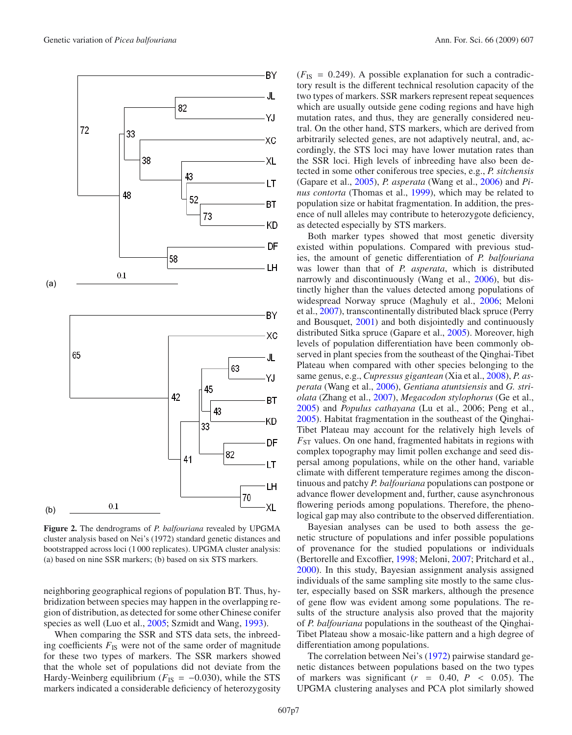**Figure 2.** The dendrograms of *P. balfouriana* revealed by UPGMA cluster analysis based on Nei's (1972) standard genetic distances and bootstrapped across loci (1 000 replicates). UPGMA cluster analysis: (a) based on nine SSR markers; (b) based on six STS markers.

neighboring geographical regions of population BT. Thus, hybridization between species may happen in the overlapping region of distribution, as detected for some other Chinese conifer species as well (Luo et al., 2005; Szmidt and Wang, 1993).

When comparing the SSR and STS data sets, the inbreeding coefficients $F_{IS}$ were not of the same order of magnitude for these two types of markers. The SSR markers showed that the whole set of populations did not deviate from the Hardy-Weinberg equilibrium ($F_{IS} = -0.030$), while the STS markers indicated a considerable deficiency of heterozygosity ($F_{IS} = 0.249$). A possible explanation for such a contradictory result is the different technical resolution capacity of the two types of markers. SSR markers represent repeat sequences which are usually outside gene coding regions and have high mutation rates, and thus, they are generally considered neutral. On the other hand, STS markers, which are derived from arbitrarily selected genes, are not adaptively neutral, and, accordingly, the STS loci may have lower mutation rates than the SSR loci. High levels of inbreeding have also been detected in some other coniferous tree species, e.g., *P. sitchensis* (Gapare et al., 2005), *P. asperata* (Wang et al., 2006) and *Pinus contorta* (Thomas et al., 1999), which may be related to population size or habitat fragmentation. In addition, the presence of null alleles may contribute to heterozygote deficiency, as detected especially by STS markers.

Both marker types showed that most genetic diversity existed within populations. Compared with previous studies, the amount of genetic differentiation of *P. balfouriana* was lower than that of *P. asperata*, which is distributed narrowly and discontinuously (Wang et al., 2006), but distinctly higher than the values detected among populations of widespread Norway spruce (Maghuly et al., 2006; Meloni et al., 2007), transcontinentally distributed black spruce (Perry and Bousquet, 2001) and both disjointedly and continuously distributed Sitka spruce (Gapare et al., 2005). Moreover, high levels of population differentiation have been commonly observed in plant species from the southeast of the Qinghai-Tibet Plateau when compared with other species belonging to the same genus, e.g., *Cupressus gigantean* (Xia et al., 2008), *P. asperata* (Wang et al., 2006), *Gentiana atuntsiensis* and *G. striolata* (Zhang et al., 2007), *Megacodon stylophorus* (Ge et al., 2005) and *Populus cathayana* (Lu et al., 2006; Peng et al., 2005). Habitat fragmentation in the southeast of the Qinghai-Tibet Plateau may account for the relatively high levels of $F_{ST}$ values. On one hand, fragmented habitats in regions with complex topography may limit pollen exchange and seed dispersal among populations, while on the other hand, variable climate with different temperature regimes among the discontinuous and patchy *P. balfouriana* populations can postpone or advance flower development and, further, cause asynchronous flowering periods among populations. Therefore, the phenological gap may also contribute to the observed differentiation.

Bayesian analyses can be used to both assess the genetic structure of populations and infer possible populations of provenance for the studied populations or individuals (Bertorelle and Excoffier, 1998; Meloni, 2007; Pritchard et al., 2000). In this study, Bayesian assignment analysis assigned individuals of the same sampling site mostly to the same cluster, especially based on SSR markers, although the presence of gene flow was evident among some populations. The results of the structure analysis also proved that the majority of *P. balfouriana* populations in the southeast of the Qinghai-Tibet Plateau show a mosaic-like pattern and a high degree of differentiation among populations.

The correlation between Nei's (1972) pairwise standard genetic distances between populations based on the two types of markers was significant ($r = 0.40$, $P < 0.05$). The UPGMA clustering analyses and PCA plot similarly showed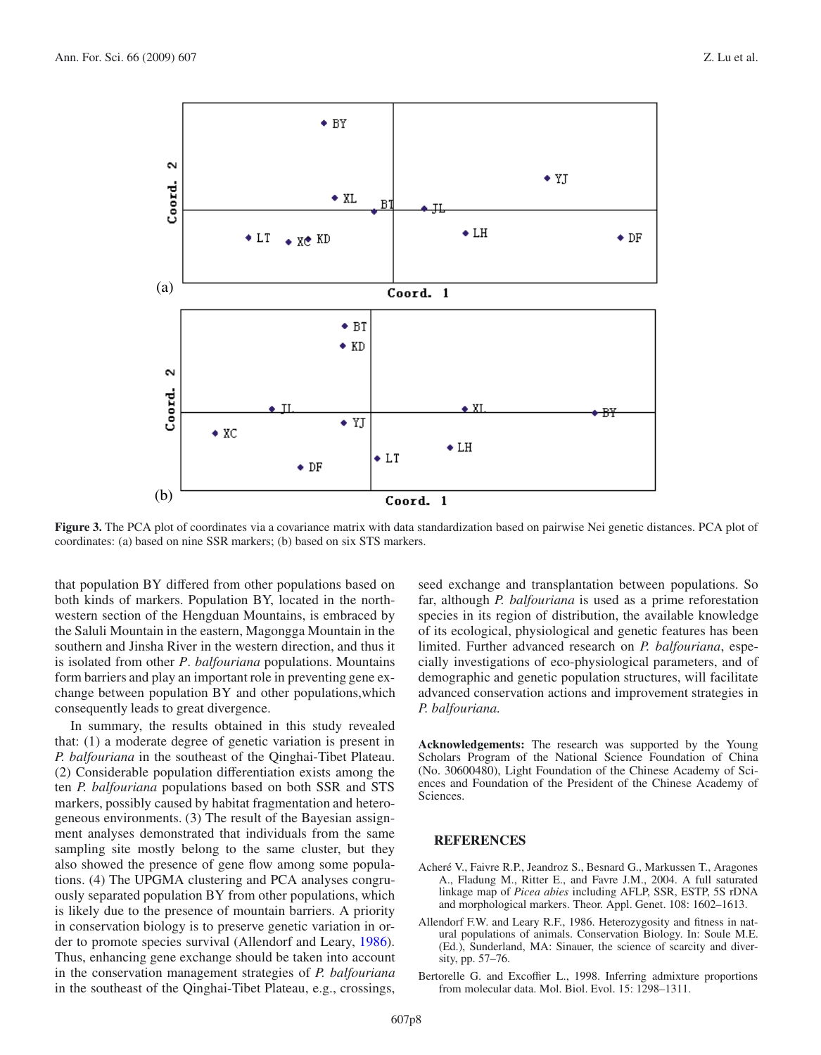**Figure 3.** The PCA plot of coordinates via a covariance matrix with data standardization based on pairwise Nei genetic distances. PCA plot of coordinates: (a) based on nine SSR markers; (b) based on six STS markers.

that population BY differed from other populations based on both kinds of markers. Population BY, located in the northwestern section of the Hengduan Mountains, is embraced by the Saluli Mountain in the eastern, Magongga Mountain in the southern and Jinsha River in the western direction, and thus it is isolated from other *P. balfouriana* populations. Mountains form barriers and play an important role in preventing gene exchange between population BY and other populations,which consequently leads to great divergence.

In summary, the results obtained in this study revealed that: (1) a moderate degree of genetic variation is present in *P. balfouriana* in the southeast of the Qinghai-Tibet Plateau. (2) Considerable population differentiation exists among the ten *P. balfouriana* populations based on both SSR and STS markers, possibly caused by habitat fragmentation and heterogeneous environments. (3) The result of the Bayesian assignment analyses demonstrated that individuals from the same sampling site mostly belong to the same cluster, but they also showed the presence of gene flow among some populations. (4) The UPGMA clustering and PCA analyses congruously separated population BY from other populations, which is likely due to the presence of mountain barriers. A priority in conservation biology is to preserve genetic variation in order to promote species survival (Allendorf and Leary, 1986). Thus, enhancing gene exchange should be taken into account in the conservation management strategies of *P. balfouriana* in the southeast of the Qinghai-Tibet Plateau, e.g., crossings, seed exchange and transplantation between populations. So far, although *P. balfouriana* is used as a prime reforestation species in its region of distribution, the available knowledge of its ecological, physiological and genetic features has been limited. Further advanced research on *P. balfouriana*, especially investigations of eco-physiological parameters, and of demographic and genetic population structures, will facilitate advanced conservation actions and improvement strategies in *P. balfouriana.*

**Acknowledgements:** The research was supported by the Young Scholars Program of the National Science Foundation of China (No. 30600480), Light Foundation of the Chinese Academy of Sciences and Foundation of the President of the Chinese Academy of Sciences.

## REFERENCES

Acheré V., Faivre R.P., Jeandroz S., Besnard G., Markussen T., Aragones A., Fladung M., Ritter E., and Favre J.M., 2004. A full saturated linkage map of *Picea abies* including AFLP, SSR, ESTP, 5S rDNA and morphological markers. Theor. Appl. Genet. 108: 1602–1613.

Allendorf F.W. and Leary R.F., 1986. Heterozygosity and fitness in natural populations of animals. Conservation Biology. In: Soule M.E. (Ed.), Sunderland, MA: Sinauer, the science of scarcity and diversity, pp. 57–76.

Bertorelle G. and Excoffier L., 1998. Inferring admixture proportions from molecular data. Mol. Biol. Evol. 15: 1298–1311.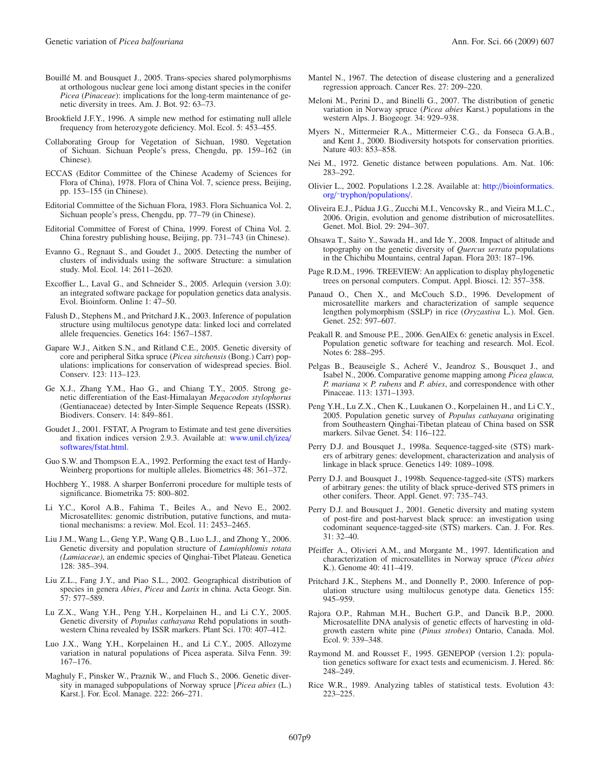Bouillé M. and Bousquet J., 2005. Trans-species shared polymorphisms at orthologous nuclear gene loci among distant species in the conifer *Picea* (*Pinaceae*): implications for the long-term maintenance of genetic diversity in trees. Am. J. Bot. 92: 63–73.

Brookfield J.F.Y., 1996. A simple new method for estimating null allele frequency from heterozygote deficiency. Mol. Ecol. 5: 453–455.

Collaborating Group for Vegetation of Sichuan, 1980. Vegetation of Sichuan. Sichuan People's press, Chengdu, pp. 159–162 (in Chinese).

ECCAS (Editor Committee of the Chinese Academy of Sciences for Flora of China), 1978. Flora of China Vol. 7, science press, Beijing, pp. 153–155 (in Chinese).

Editorial Committee of the Sichuan Flora, 1983. Flora Sichuanica Vol. 2, Sichuan people's press, Chengdu, pp. 77–79 (in Chinese).

Editorial Committee of Forest of China, 1999. Forest of China Vol. 2. China forestry publishing house, Beijing, pp. 731–743 (in Chinese).

Evanno G., Regnaut S., and Goudet J., 2005. Detecting the number of clusters of individuals using the software Structure: a simulation study. Mol. Ecol. 14: 2611–2620.

Excoffier L., Laval G., and Schneider S., 2005. Arlequin (version 3.0): an integrated software package for population genetics data analysis. Evol. Bioinform. Online 1: 47–50.

Falush D., Stephens M., and Pritchard J.K., 2003. Inference of population structure using multilocus genotype data: linked loci and correlated allele frequencies. Genetics 164: 1567–1587.

Gapare W.J., Aitken S.N., and Ritland C.E., 2005. Genetic diversity of core and peripheral Sitka spruce (*Picea sitchensis* (Bong.) Carr) populations: implications for conservation of widespread species. Biol. Conserv. 123: 113–123.

Ge X.J., Zhang Y.M., Hao G., and Chiang T.Y., 2005. Strong genetic differentiation of the East-Himalayan *Megacodon stylophorus* (Gentianaceae) detected by Inter-Simple Sequence Repeats (ISSR). Biodivers. Conserv. 14: 849–861.

Goudet J., 2001. FSTAT, A Program to Estimate and test gene diversities and fixation indices version 2.9.3. Available at: www.unil.ch/izea/softwares/fstat.html.

Guo S.W. and Thompson E.A., 1992. Performing the exact test of Hardy-Weinberg proportions for multiple alleles. Biometrics 48: 361–372.

Hochberg Y., 1988. A sharper Bonferroni procedure for multiple tests of significance. Biometrika 75: 800–802.

Li Y.C., Korol A.B., Fahima T., Beiles A., and Nevo E., 2002. Microsatellites: genomic distribution, putative functions, and mutational mechanisms: a review. Mol. Ecol. 11: 2453–2465.

Liu J.M., Wang L., Geng Y.P., Wang Q.B., Luo L.J., and Zhong Y., 2006. Genetic diversity and population structure of *Lamiophlomis rotata (Lamiaceae)*, an endemic species of Qinghai-Tibet Plateau. Genetica 128: 385–394.

Liu Z.L., Fang J.Y., and Piao S.L., 2002. Geographical distribution of species in genera *Abies*, *Picea* and *Larix* in china. Acta Geogr. Sin. 57: 577–589.

Lu Z.X., Wang Y.H., Peng Y.H., Korpelainen H., and Li C.Y., 2005. Genetic diversity of *Populus cathayana* Rehd populations in southwestern China revealed by ISSR markers. Plant Sci. 170: 407–412.

Luo J.X., Wang Y.H., Korpelainen H., and Li C.Y., 2005. Allozyme variation in natural populations of Picea asperata. Silva Fenn. 39: 167–176.

Maghuly F., Pinsker W., Praznik W., and Fluch S., 2006. Genetic diversity in managed subpopulations of Norway spruce [*Picea abies* (L.) Karst.]. For. Ecol. Manage. 222: 266–271.

Mantel N., 1967. The detection of disease clustering and a generalized regression approach. Cancer Res. 27: 209–220.

Meloni M., Perini D., and Binelli G., 2007. The distribution of genetic variation in Norway spruce (*Picea abies* Karst.) populations in the western Alps. J. Biogeogr. 34: 929–938.

Myers N., Mittermeier R.A., Mittermeier C.G., da Fonseca G.A.B., and Kent J., 2000. Biodiversity hotspots for conservation priorities. Nature 403: 853–858.

Nei M., 1972. Genetic distance between populations. Am. Nat. 106: 283–292.

Olivier L., 2002. Populations 1.2.28. Available at: http://bioinformatics.org/~tryphon/populations/.

Oliveira E.J., Pádua J.G., Zucchi M.I., Vencovsky R., and Vieira M.L.C., 2006. Origin, evolution and genome distribution of microsatellites. Genet. Mol. Biol. 29: 294–307.

Ohsawa T., Saito Y., Sawada H., and Ide Y., 2008. Impact of altitude and topography on the genetic diversity of *Quercus serrata* populations in the Chichibu Mountains, central Japan. Flora 203: 187–196.

Page R.D.M., 1996. TREEVIEW: An application to display phylogenetic trees on personal computers. Comput. Appl. Biosci. 12: 357–358.

Panaud O., Chen X., and McCouch S.D., 1996. Development of microsatellite markers and characterization of sample sequence lengthen polymorphism (SSLP) in rice (*Oryzastiva* L.). Mol. Gen. Genet. 252: 597–607.

Peakall R. and Smouse P.E., 2006. GenAlEx 6: genetic analysis in Excel. Population genetic software for teaching and research. Mol. Ecol. Notes 6: 288–295.

Pelgas B., Beauseigle S., Acheré V., Jeandroz S., Bousquet J., and Isabel N., 2006. Comparative genome mapping among *Picea glauca, P. mariana* × *P. rubens* and *P. abies*, and correspondence with other Pinaceae. 113: 1371–1393.

Peng Y.H., Lu Z.X., Chen K., Luukanen O., Korpelainen H., and Li C.Y., 2005. Population genetic survey of *Populus cathayana* originating from Southeastern Qinghai-Tibetan plateau of China based on SSR markers. Silvae Genet. 54: 116–122.

Perry D.J. and Bousquet J., 1998a. Sequence-tagged-site (STS) markers of arbitrary genes: development, characterization and analysis of linkage in black spruce. Genetics 149: 1089–1098.

Perry D.J. and Bousquet J., 1998b. Sequence-tagged-site (STS) markers of arbitrary genes: the utility of black spruce-derived STS primers in other conifers. Theor. Appl. Genet. 97: 735–743.

Perry D.J. and Bousquet J., 2001. Genetic diversity and mating system of post-fire and post-harvest black spruce: an investigation using codominant sequence-tagged-site (STS) markers. Can. J. For. Res. 31: 32–40.

Pfeiffer A., Olivieri A.M., and Morgante M., 1997. Identification and characterization of microsatellites in Norway spruce (*Picea abies* K.). Genome 40: 411–419.

Pritchard J.K., Stephens M., and Donnelly P., 2000. Inference of population structure using multilocus genotype data. Genetics 155: 945–959.

Rajora O.P., Rahman M.H., Buchert G.P., and Dancik B.P., 2000. Microsatellite DNA analysis of genetic effects of harvesting in old-growth eastern white pine (*Pinus strobes*) Ontario, Canada. Mol. Ecol. 9: 339–348.

Raymond M. and Rousset F., 1995. GENEPOP (version 1.2): population genetics software for exact tests and ecumenicism. J. Hered. 86: 248–249.

Rice W.R., 1989. Analyzing tables of statistical tests. Evolution 43: 223–225.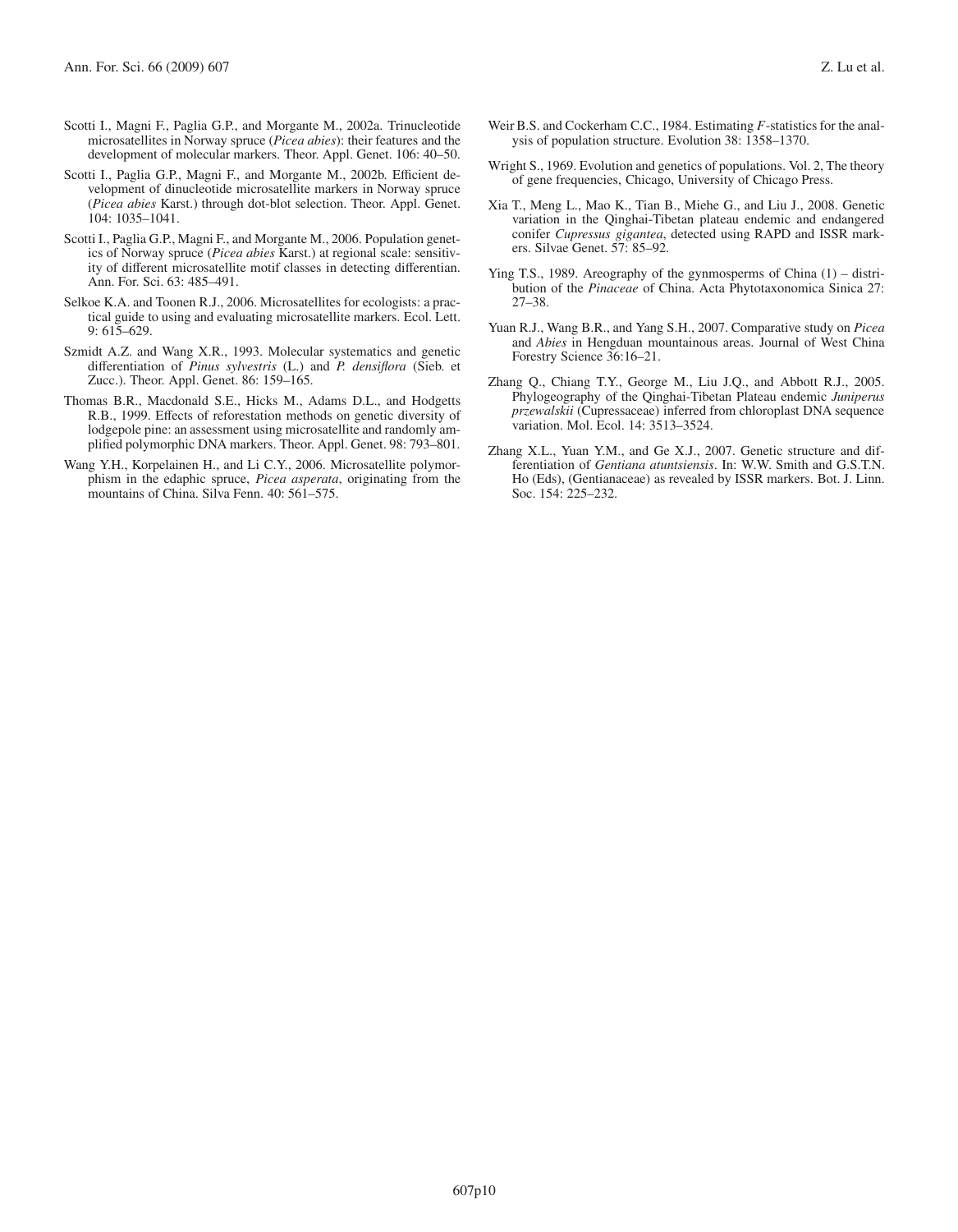Scotti I., Magni F., Paglia G.P., and Morgante M., 2002a. Trinucleotide microsatellites in Norway spruce (*Picea abies*): their features and the development of molecular markers. Theor. Appl. Genet. 106: 40–50.

Scotti I., Paglia G.P., Magni F., and Morgante M., 2002b. Efficient development of dinucleotide microsatellite markers in Norway spruce (*Picea abies* Karst.) through dot-blot selection. Theor. Appl. Genet. 104: 1035–1041.

Scotti I., Paglia G.P., Magni F., and Morgante M., 2006. Population genetics of Norway spruce (*Picea abies* Karst.) at regional scale: sensitivity of different microsatellite motif classes in detecting differentian. Ann. For. Sci. 63: 485–491.

Selkoe K.A. and Toonen R.J., 2006. Microsatellites for ecologists: a practical guide to using and evaluating microsatellite markers. Ecol. Lett. 9: 615–629.

Szmidt A.Z. and Wang X.R., 1993. Molecular systematics and genetic differentiation of *Pinus sylvestris* (L.) and *P. densiflora* (Sieb. et Zucc.). Theor. Appl. Genet. 86: 159–165.

Thomas B.R., Macdonald S.E., Hicks M., Adams D.L., and Hodgetts R.B., 1999. Effects of reforestation methods on genetic diversity of lodgepole pine: an assessment using microsatellite and randomly amplified polymorphic DNA markers. Theor. Appl. Genet. 98: 793–801.

Wang Y.H., Korpelainen H., and Li C.Y., 2006. Microsatellite polymorphism in the edaphic spruce, *Picea asperata*, originating from the mountains of China. Silva Fenn. 40: 561–575.

Weir B.S. and Cockerham C.C., 1984. Estimating *F*-statistics for the analysis of population structure. Evolution 38: 1358–1370.

Wright S., 1969. Evolution and genetics of populations. Vol. 2, The theory of gene frequencies, Chicago, University of Chicago Press.

Xia T., Meng L., Mao K., Tian B., Miehe G., and Liu J., 2008. Genetic variation in the Qinghai-Tibetan plateau endemic and endangered conifer *Cupressus gigantea*, detected using RAPD and ISSR markers. Silvae Genet. 57: 85–92.

Ying T.S., 1989. Areography of the gynmosperms of China (1) – distribution of the *Pinaceae* of China. Acta Phytotaxonomica Sinica 27: 27–38.

Yuan R.J., Wang B.R., and Yang S.H., 2007. Comparative study on *Picea* and *Abies* in Hengduan mountainous areas. Journal of West China Forestry Science 36:16–21.

Zhang Q., Chiang T.Y., George M., Liu J.Q., and Abbott R.J., 2005. Phylogeography of the Qinghai-Tibetan Plateau endemic *Juniperus przewalskii* (Cupressaceae) inferred from chloroplast DNA sequence variation. Mol. Ecol. 14: 3513–3524.

Zhang X.L., Yuan Y.M., and Ge X.J., 2007. Genetic structure and differentiation of *Gentiana atuntsiensis*. In: W.W. Smith and G.S.T.N. Ho (Eds), (Gentianaceae) as revealed by ISSR markers. Bot. J. Linn. Soc. 154: 225–232.